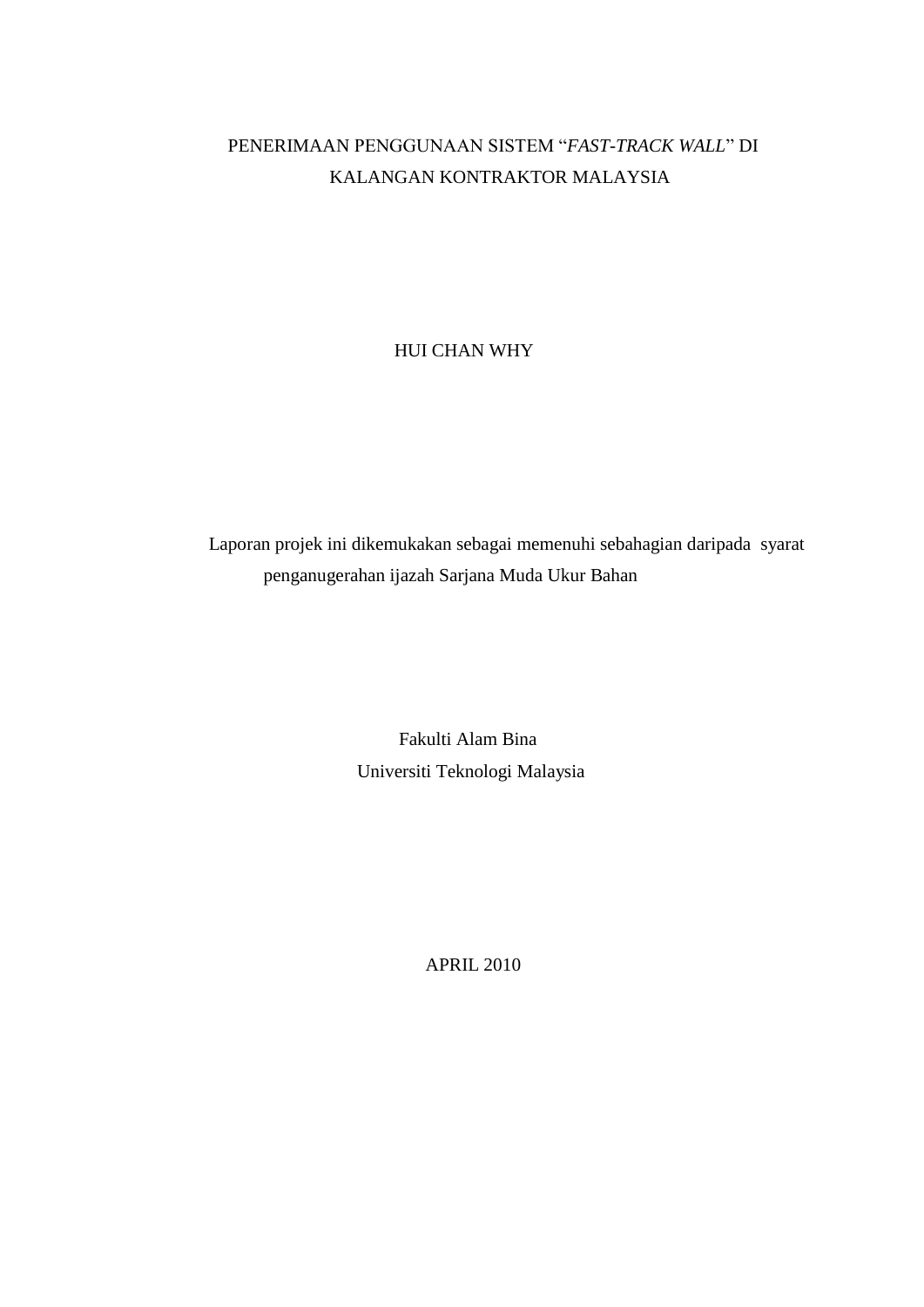# PENERIMAAN PENGGUNAAN SISTEM “*FAST-TRACK WALL*” DI KALANGAN KONTRAKTOR MALAYSIA

HUI CHAN WHY

Laporan projek ini dikemukakan sebagai memenuhi sebahagian daripada syarat penganugerahan ijazah Sarjana Muda Ukur Bahan

Fakulti Alam Bina
Universiti Teknologi Malaysia

APRIL 2010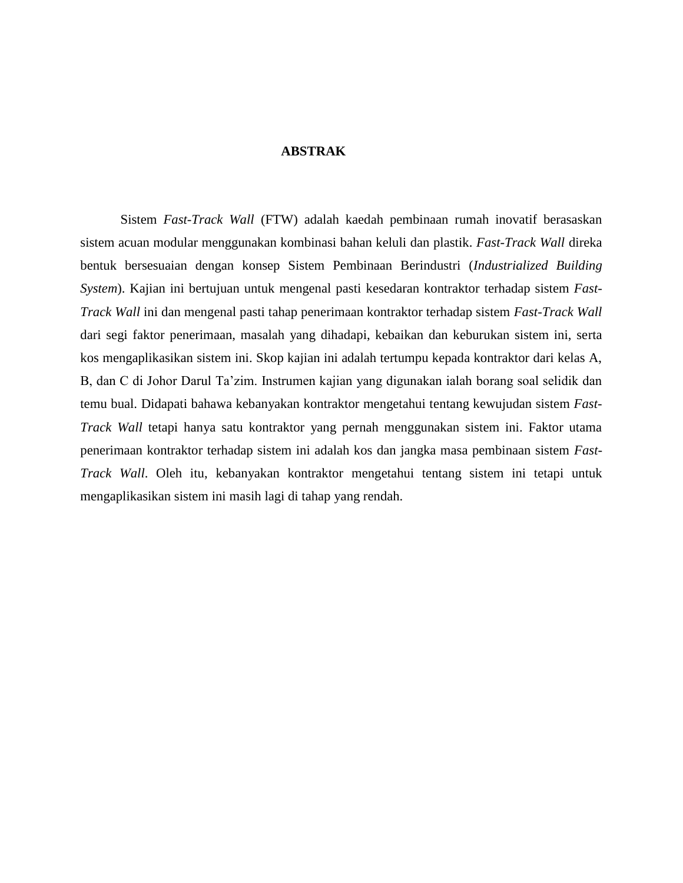# ABSTRAK

Sistem *Fast-Track Wall* (FTW) adalah kaedah pembinaan rumah inovatif berasaskan sistem acuan modular menggunakan kombinasi bahan keluli dan plastik. *Fast-Track Wall* direka bentuk bersesuaian dengan konsep Sistem Pembinaan Berindustri (*Industrialized Building System*). Kajian ini bertujuan untuk mengenal pasti kesedaran kontraktor terhadap sistem *Fast-Track Wall* ini dan mengenal pasti tahap penerimaan kontraktor terhadap sistem *Fast-Track Wall* dari segi faktor penerimaan, masalah yang dihadapi, kebaikan dan keburukan sistem ini, serta kos mengaplikasikan sistem ini. Skop kajian ini adalah tertumpu kepada kontraktor dari kelas A, B, dan C di Johor Darul Ta'zim. Instrumen kajian yang digunakan ialah borang soal selidik dan temu bual. Didapati bahawa kebanyakan kontraktor mengetahui tentang kewujudan sistem *Fast-Track Wall* tetapi hanya satu kontraktor yang pernah menggunakan sistem ini. Faktor utama penerimaan kontraktor terhadap sistem ini adalah kos dan jangka masa pembinaan sistem *Fast-Track Wall*. Oleh itu, kebanyakan kontraktor mengetahui tentang sistem ini tetapi untuk mengaplikasikan sistem ini masih lagi di tahap yang rendah.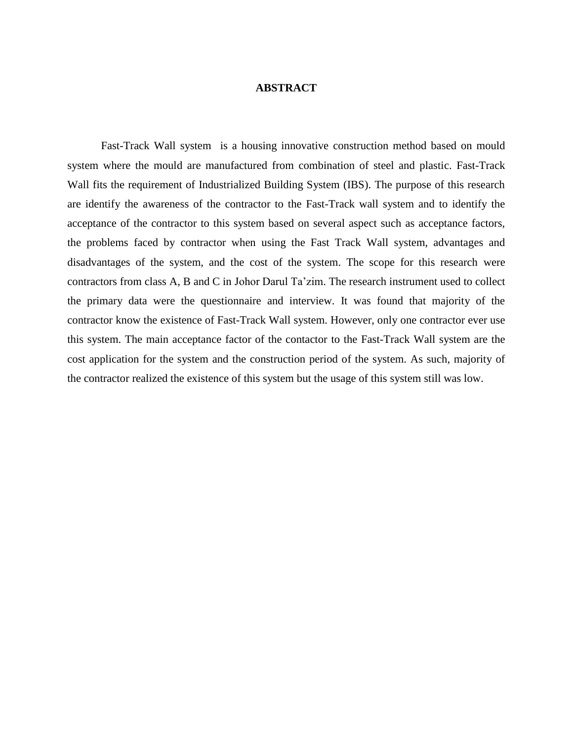# ABSTRACT

Fast-Track Wall system is a housing innovative construction method based on mould system where the mould are manufactured from combination of steel and plastic. Fast-Track Wall fits the requirement of Industrialized Building System (IBS). The purpose of this research are identify the awareness of the contractor to the Fast-Track wall system and to identify the acceptance of the contractor to this system based on several aspect such as acceptance factors, the problems faced by contractor when using the Fast Track Wall system, advantages and disadvantages of the system, and the cost of the system. The scope for this research were contractors from class A, B and C in Johor Darul Ta'zim. The research instrument used to collect the primary data were the questionnaire and interview. It was found that majority of the contractor know the existence of Fast-Track Wall system. However, only one contractor ever use this system. The main acceptance factor of the contactor to the Fast-Track Wall system are the cost application for the system and the construction period of the system. As such, majority of the contractor realized the existence of this system but the usage of this system still was low.